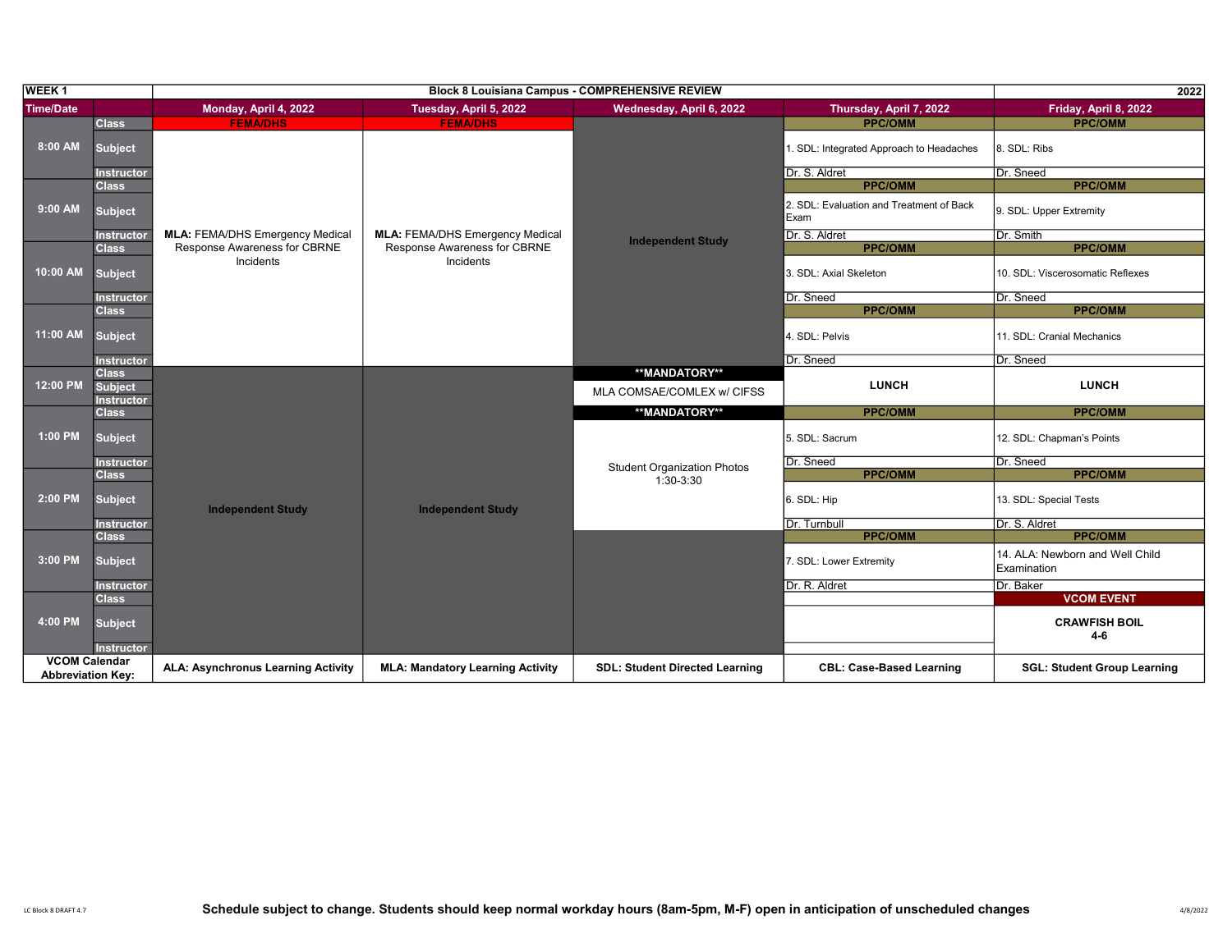| WEEK 1 | | Block 8 Louisiana Campus - COMPREHENSIVE REVIEW | | | | 2022 |
|---|---|---|---|---|---|---|
| **Time/Date** | | **Monday, April 4, 2022** | **Tuesday, April 5, 2022** | **Wednesday, April 6, 2022** | **Thursday, April 7, 2022** | **Friday, April 8, 2022** |
| **8:00 AM** | Class | FEMA/DHS | FEMA/DHS | Independent Study | PPC/OMM | PPC/OMM |
| | Subject | **MLA:** FEMA/DHS Emergency Medical Response Awareness for CBRNE Incidents | **MLA:** FEMA/DHS Emergency Medical Response Awareness for CBRNE Incidents | | 1. SDL: Integrated Approach to Headaches | 8. SDL: Ribs |
| | Instructor | | | | Dr. S. Aldret | Dr. Sneed |
| **9:00 AM** | Class | | | | PPC/OMM | PPC/OMM |
| | Subject | | | | 2. SDL: Evaluation and Treatment of Back Exam | 9. SDL: Upper Extremity |
| | Instructor | | | | Dr. S. Aldret | Dr. Smith |
| **10:00 AM** | Class | | | | PPC/OMM | PPC/OMM |
| | Subject | | | | 3. SDL: Axial Skeleton | 10. SDL: Viscerosomatic Reflexes |
| | Instructor | | | | Dr. Sneed | Dr. Sneed |
| **11:00 AM** | Class | | | | PPC/OMM | PPC/OMM |
| | Subject | | | | 4. SDL: Pelvis | 11. SDL: Cranial Mechanics |
| | Instructor | | | | Dr. Sneed | Dr. Sneed |
| **12:00 PM** | Class | Independent Study | Independent Study | **\*\*MANDATORY\*\*** | LUNCH | LUNCH |
| | Subject | | | MLA COMSAE/COMLEX w/ CIFSS | | |
| | Instructor | | | | | |
| **1:00 PM** | Class | | | **\*\*MANDATORY\*\*** | PPC/OMM | PPC/OMM |
| | Subject | | | Student Organization Photos 1:30-3:30 | 5. SDL: Sacrum | 12. SDL: Chapman's Points |
| | Instructor | | | | Dr. Sneed | Dr. Sneed |
| **2:00 PM** | Class | | | | PPC/OMM | PPC/OMM |
| | Subject | | | | 6. SDL: Hip | 13. SDL: Special Tests |
| | Instructor | | | | Dr. Turnbull | Dr. S. Aldret |
| **3:00 PM** | Class | | | | PPC/OMM | PPC/OMM |
| | Subject | | | | 7. SDL: Lower Extremity | 14. ALA: Newborn and Well Child Examination |
| | Instructor | | | | Dr. R. Aldret | Dr. Baker |
| **4:00 PM** | Class | | | | | VCOM EVENT |
| | Subject | | | | | **CRAWFISH BOIL 4-6** |
| | Instructor | | | | | |
| **VCOM Calendar Abbreviation Key:** | | **ALA: Asynchronus Learning Activity** | **MLA: Mandatory Learning Activity** | **SDL: Student Directed Learning** | **CBL: Case-Based Learning** | **SGL: Student Group Learning** |

LC Block 8 DRAFT 4.7

**Schedule subject to change. Students should keep normal workday hours (8am-5pm, M-F) open in anticipation of unscheduled changes**

4/8/2022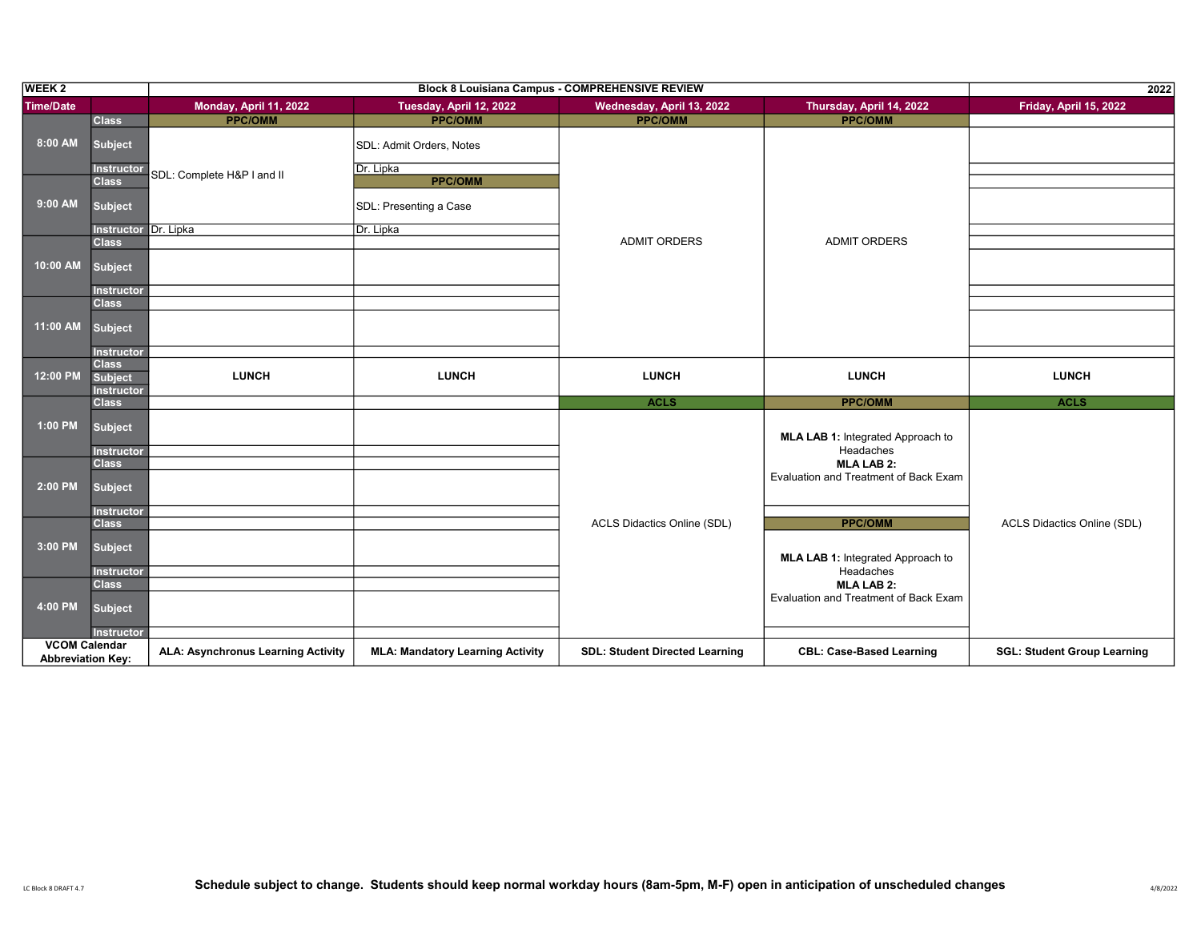| WEEK 2 | | Block 8 Louisiana Campus - COMPREHENSIVE REVIEW | | | | 2022 |
|---|---|---|---|---|---|---|
| Time/Date | | Monday, April 11, 2022 | Tuesday, April 12, 2022 | Wednesday, April 13, 2022 | Thursday, April 14, 2022 | Friday, April 15, 2022 |
| 8:00 AM | Class | PPC/OMM | PPC/OMM | PPC/OMM | PPC/OMM | |
| | Subject | SDL: Complete H&P I and II | SDL: Admit Orders, Notes | ADMIT ORDERS | ADMIT ORDERS | |
| | Instructor | | Dr. Lipka | | | |
| 9:00 AM | Class | | PPC/OMM | | | |
| | Subject | | SDL: Presenting a Case | | | |
| | Instructor | Dr. Lipka | Dr. Lipka | | | |
| 10:00 AM | Class | | | | | |
| | Subject | | | | | |
| | Instructor | | | | | |
| 11:00 AM | Class | | | | | |
| | Subject | | | | | |
| | Instructor | | | | | |
| 12:00 PM | Class | LUNCH | LUNCH | LUNCH | LUNCH | LUNCH |
| | Subject | | | | | |
| | Instructor | | | | | |
| 1:00 PM | Class | | | ACLS | PPC/OMM | ACLS |
| | Subject | | | ACLS Didactics Online (SDL) | **MLA LAB 1:** Integrated Approach to Headaches **MLA LAB 2:** Evaluation and Treatment of Back Exam | ACLS Didactics Online (SDL) |
| | Instructor | | | | | |
| 2:00 PM | Class | | | | | |
| | Subject | | | | | |
| | Instructor | | | | | |
| 3:00 PM | Class | | | | PPC/OMM | |
| | Subject | | | | **MLA LAB 1:** Integrated Approach to Headaches **MLA LAB 2:** Evaluation and Treatment of Back Exam | |
| | Instructor | | | | | |
| 4:00 PM | Class | | | | | |
| | Subject | | | | | |
| | Instructor | | | | | |
| VCOM Calendar Abbreviation Key: | | ALA: Asynchronus Learning Activity | MLA: Mandatory Learning Activity | SDL: Student Directed Learning | CBL: Case-Based Learning | SGL: Student Group Learning |

LC Block 8 DRAFT 4.7

**Schedule subject to change. Students should keep normal workday hours (8am-5pm, M-F) open in anticipation of unscheduled changes**

4/8/2022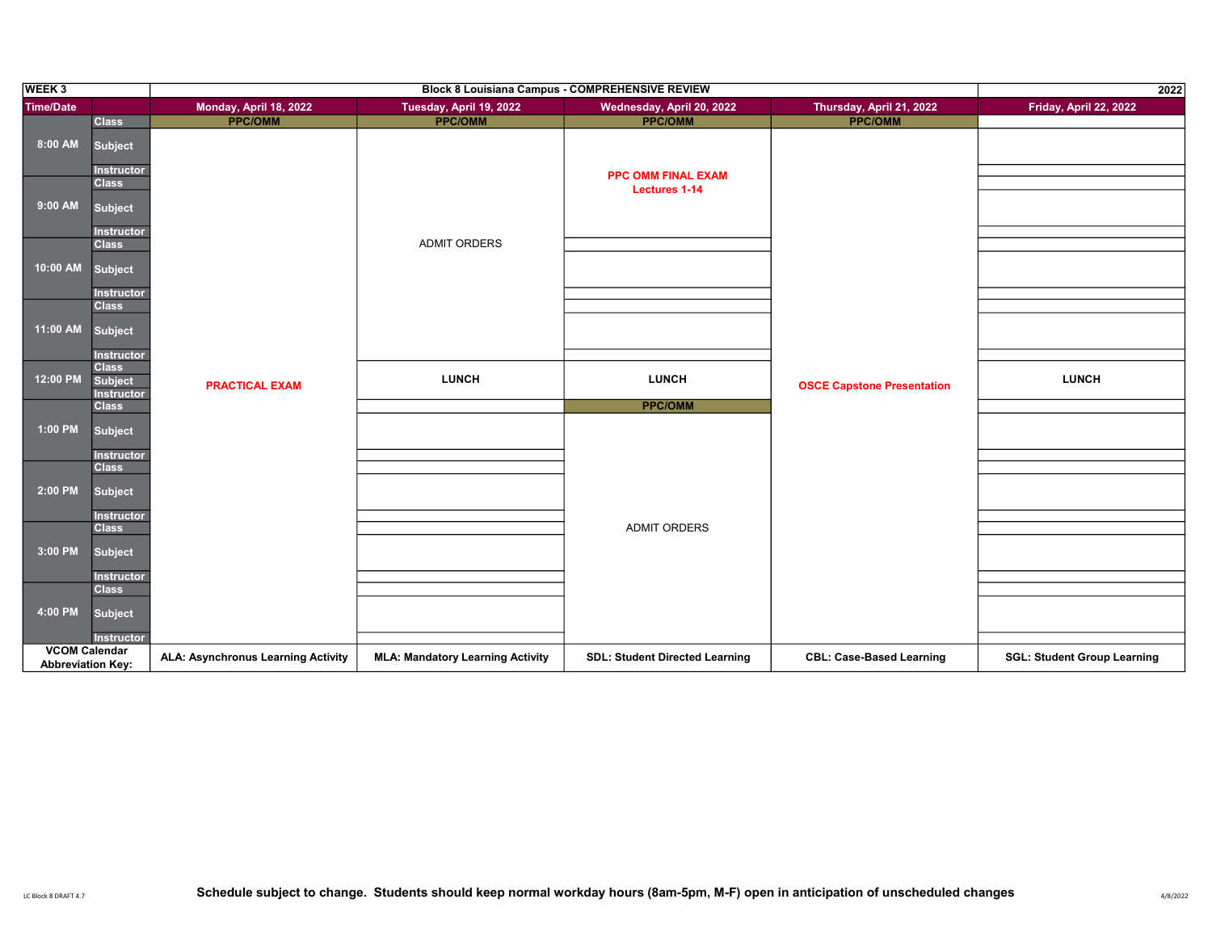| WEEK 3 | | Block 8 Louisiana Campus - COMPREHENSIVE REVIEW | | | | 2022 |
|---|---|---|---|---|---|---|
| Time/Date | | Monday, April 18, 2022 | Tuesday, April 19, 2022 | Wednesday, April 20, 2022 | Thursday, April 21, 2022 | Friday, April 22, 2022 |
| 8:00 AM | Class | PPC/OMM | PPC/OMM | PPC/OMM | PPC/OMM | |
| | Subject | PRACTICAL EXAM | ADMIT ORDERS | PPC OMM FINAL EXAM Lectures 1-14 | OSCE Capstone Presentation | |
| | Instructor | | | | | |
| 9:00 AM | Class | | | | | |
| | Subject | | | | | |
| | Instructor | | | | | |
| 10:00 AM | Class | | | | | |
| | Subject | | | | | |
| | Instructor | | | | | |
| 11:00 AM | Class | | | | | |
| | Subject | | | | | |
| | Instructor | | | | | |
| 12:00 PM | Class | | LUNCH | LUNCH | | LUNCH |
| | Subject | | | | | |
| | Instructor | | | | | |
| 1:00 PM | Class | | | PPC/OMM | | |
| | Subject | | | ADMIT ORDERS | | |
| | Instructor | | | | | |
| 2:00 PM | Class | | | | | |
| | Subject | | | | | |
| | Instructor | | | | | |
| 3:00 PM | Class | | | | | |
| | Subject | | | | | |
| | Instructor | | | | | |
| 4:00 PM | Class | | | | | |
| | Subject | | | | | |
| | Instructor | | | | | |
| VCOM Calendar Abbreviation Key: | | ALA: Asynchronus Learning Activity | MLA: Mandatory Learning Activity | SDL: Student Directed Learning | CBL: Case-Based Learning | SGL: Student Group Learning |

LC Block 8 DRAFT 4.7

**Schedule subject to change. Students should keep normal workday hours (8am-5pm, M-F) open in anticipation of unscheduled changes**

4/8/2022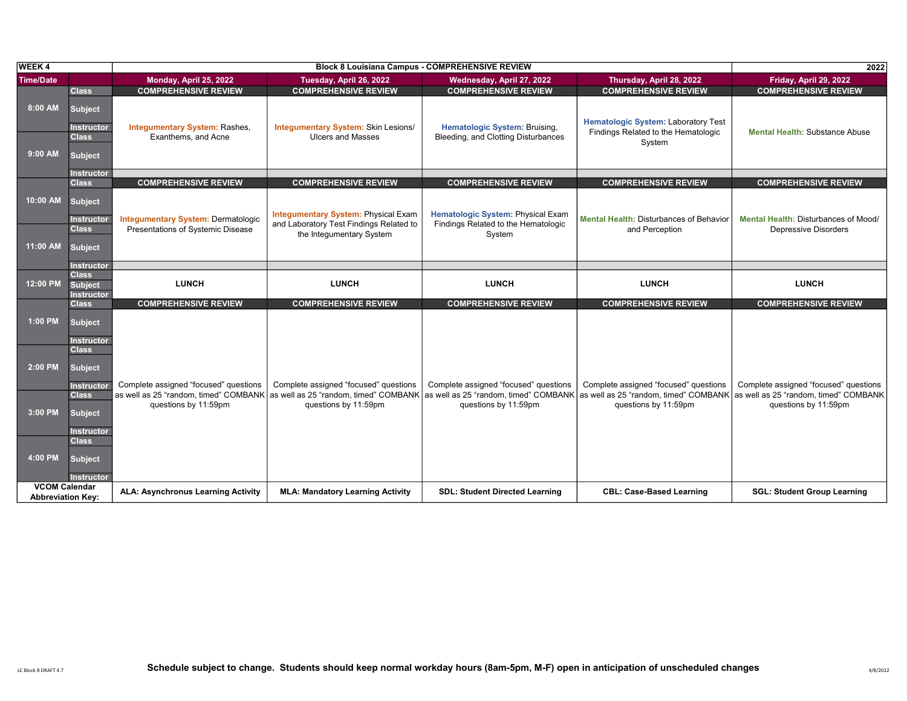| WEEK 4 | | Block 8 Louisiana Campus - COMPREHENSIVE REVIEW | | | | 2022 |
|---|---|---|---|---|---|---|
| **Time/Date** | | **Monday, April 25, 2022** | **Tuesday, April 26, 2022** | **Wednesday, April 27, 2022** | **Thursday, April 28, 2022** | **Friday, April 29, 2022** |
| 8:00 AM | Class | COMPREHENSIVE REVIEW | COMPREHENSIVE REVIEW | COMPREHENSIVE REVIEW | COMPREHENSIVE REVIEW | COMPREHENSIVE REVIEW |
| | Subject | Integumentary System: Rashes, Exanthems, and Acne | Integumentary System: Skin Lesions/ Ulcers and Masses | Hematologic System: Bruising, Bleeding, and Clotting Disturbances | Hematologic System: Laboratory Test Findings Related to the Hematologic System | Mental Health: Substance Abuse |
| | Instructor | | | | | |
| 9:00 AM | Class | | | | | |
| | Subject | | | | | |
| | Instructor | | | | | |
| 10:00 AM | Class | COMPREHENSIVE REVIEW | COMPREHENSIVE REVIEW | COMPREHENSIVE REVIEW | COMPREHENSIVE REVIEW | COMPREHENSIVE REVIEW |
| | Subject | Integumentary System: Dermatologic Presentations of Systemic Disease | Integumentary System: Physical Exam and Laboratory Test Findings Related to the Integumentary System | Hematologic System: Physical Exam Findings Related to the Hematologic System | Mental Health: Disturbances of Behavior and Perception | Mental Health: Disturbances of Mood/ Depressive Disorders |
| | Instructor | | | | | |
| 11:00 AM | Class | | | | | |
| | Subject | | | | | |
| | Instructor | | | | | |
| 12:00 PM | Class | | | | | |
| | Subject | LUNCH | LUNCH | LUNCH | LUNCH | LUNCH |
| | Instructor | | | | | |
| 1:00 PM | Class | COMPREHENSIVE REVIEW | COMPREHENSIVE REVIEW | COMPREHENSIVE REVIEW | COMPREHENSIVE REVIEW | COMPREHENSIVE REVIEW |
| | Subject | Complete assigned "focused" questions as well as 25 "random, timed" COMBANK questions by 11:59pm | Complete assigned "focused" questions as well as 25 "random, timed" COMBANK questions by 11:59pm | Complete assigned "focused" questions as well as 25 "random, timed" COMBANK questions by 11:59pm | Complete assigned "focused" questions as well as 25 "random, timed" COMBANK questions by 11:59pm | Complete assigned "focused" questions as well as 25 "random, timed" COMBANK questions by 11:59pm |
| | Instructor | | | | | |
| 2:00 PM | Class | | | | | |
| | Subject | | | | | |
| | Instructor | | | | | |
| 3:00 PM | Class | | | | | |
| | Subject | | | | | |
| | Instructor | | | | | |
| 4:00 PM | Class | | | | | |
| | Subject | | | | | |
| | Instructor | | | | | |
| **VCOM Calendar Abbreviation Key:** | | **ALA: Asynchronus Learning Activity** | **MLA: Mandatory Learning Activity** | **SDL: Student Directed Learning** | **CBL: Case-Based Learning** | **SGL: Student Group Learning** |

**Schedule subject to change. Students should keep normal workday hours (8am-5pm, M-F) open in anticipation of unscheduled changes**

LC Block 8 DRAFT 4.7

4/8/2022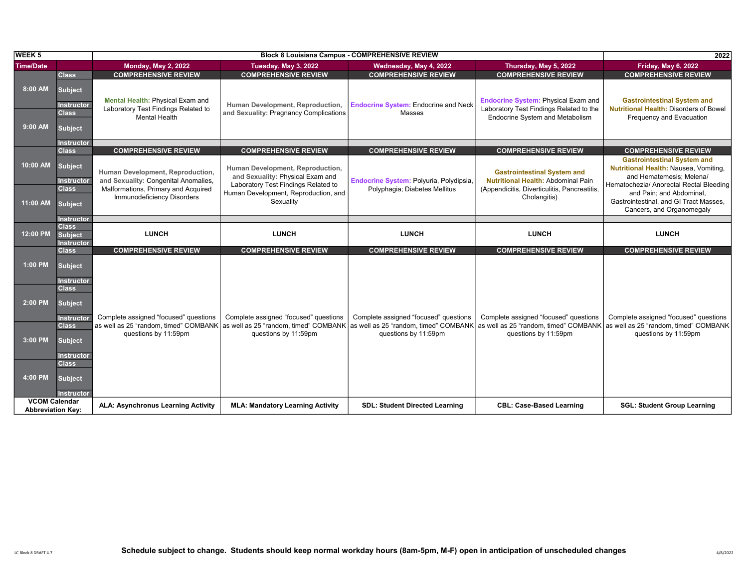| WEEK 5 | | Block 8 Louisiana Campus - COMPREHENSIVE REVIEW | | | | 2022 |
|---|---|---|---|---|---|---|
| Time/Date | | Monday, May 2, 2022 | Tuesday, May 3, 2022 | Wednesday, May 4, 2022 | Thursday, May 5, 2022 | Friday, May 6, 2022 |
| 8:00 AM | Class | COMPREHENSIVE REVIEW | COMPREHENSIVE REVIEW | COMPREHENSIVE REVIEW | COMPREHENSIVE REVIEW | COMPREHENSIVE REVIEW |
| | Subject | Mental Health: Physical Exam and Laboratory Test Findings Related to Mental Health | Human Development, Reproduction, and Sexuality: Pregnancy Complications | Endocrine System: Endocrine and Neck Masses | Endocrine System: Physical Exam and Laboratory Test Findings Related to the Endocrine System and Metabolism | Gastrointestinal System and Nutritional Health: Disorders of Bowel Frequency and Evacuation |
| | Instructor | | | | | |
| 9:00 AM | Class | | | | | |
| | Subject | | | | | |
| | Instructor | | | | | |
| 10:00 AM | Class | COMPREHENSIVE REVIEW | COMPREHENSIVE REVIEW | COMPREHENSIVE REVIEW | COMPREHENSIVE REVIEW | COMPREHENSIVE REVIEW |
| | Subject | Human Development, Reproduction, and Sexuality: Congenital Anomalies, Malformations, Primary and Acquired Immunodeficiency Disorders | Human Development, Reproduction, and Sexuality: Physical Exam and Laboratory Test Findings Related to Human Development, Reproduction, and Sexuality | Endocrine System: Polyuria, Polydipsia, Polyphagia; Diabetes Mellitus | Gastrointestinal System and Nutritional Health: Abdominal Pain (Appendicitis, Diverticulitis, Pancreatitis, Cholangitis) | Gastrointestinal System and Nutritional Health: Nausea, Vomiting, and Hematemesis; Melena/ Hematochezia/ Anorectal Rectal Bleeding and Pain; and Abdominal, Gastrointestinal, and GI Tract Masses, Cancers, and Organomegaly |
| | Instructor | | | | | |
| 11:00 AM | Class | | | | | |
| | Subject | | | | | |
| | Instructor | | | | | |
| 12:00 PM | Class | | | | | |
| | Subject | LUNCH | LUNCH | LUNCH | LUNCH | LUNCH |
| | Instructor | | | | | |
| 1:00 PM | Class | COMPREHENSIVE REVIEW | COMPREHENSIVE REVIEW | COMPREHENSIVE REVIEW | COMPREHENSIVE REVIEW | COMPREHENSIVE REVIEW |
| | Subject | Complete assigned "focused" questions as well as 25 "random, timed" COMBANK questions by 11:59pm | Complete assigned "focused" questions as well as 25 "random, timed" COMBANK questions by 11:59pm | Complete assigned "focused" questions as well as 25 "random, timed" COMBANK questions by 11:59pm | Complete assigned "focused" questions as well as 25 "random, timed" COMBANK questions by 11:59pm | Complete assigned "focused" questions as well as 25 "random, timed" COMBANK questions by 11:59pm |
| | Instructor | | | | | |
| 2:00 PM | Class | | | | | |
| | Subject | | | | | |
| | Instructor | | | | | |
| 3:00 PM | Class | | | | | |
| | Subject | | | | | |
| | Instructor | | | | | |
| 4:00 PM | Class | | | | | |
| | Subject | | | | | |
| | Instructor | | | | | |
| VCOM Calendar Abbreviation Key: | | ALA: Asynchronus Learning Activity | MLA: Mandatory Learning Activity | SDL: Student Directed Learning | CBL: Case-Based Learning | SGL: Student Group Learning |

LC Block 8 DRAFT 4.7

**Schedule subject to change. Students should keep normal workday hours (8am-5pm, M-F) open in anticipation of unscheduled changes**

4/8/2022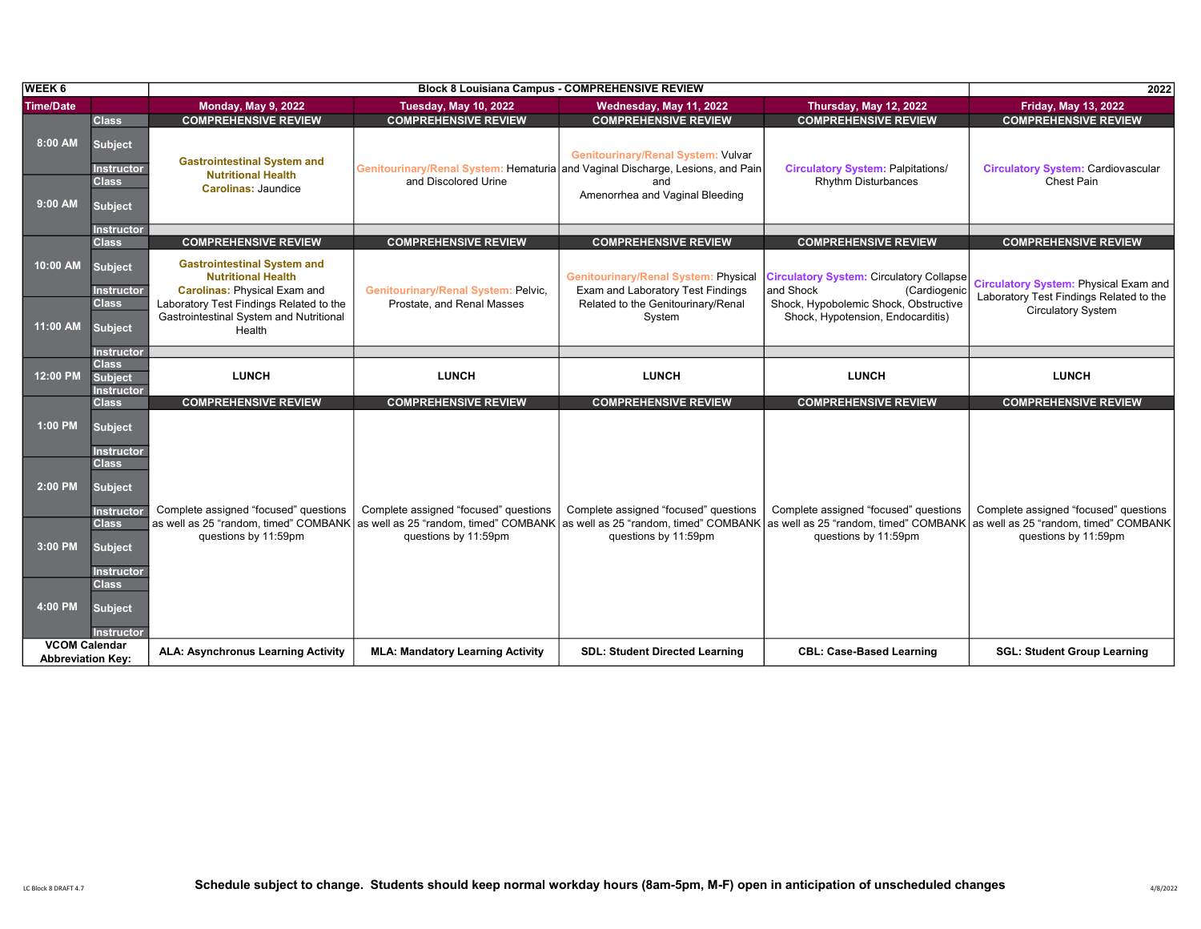| WEEK 6 | | Block 8 Louisiana Campus - COMPREHENSIVE REVIEW | | | | 2022 |
|---|---|---|---|---|---|---|
| **Time/Date** | | **Monday, May 9, 2022** | **Tuesday, May 10, 2022** | **Wednesday, May 11, 2022** | **Thursday, May 12, 2022** | **Friday, May 13, 2022** |
| 8:00 AM | Class | **COMPREHENSIVE REVIEW** | **COMPREHENSIVE REVIEW** | **COMPREHENSIVE REVIEW** | **COMPREHENSIVE REVIEW** | **COMPREHENSIVE REVIEW** |
| | Subject | **Gastrointestinal System and Nutritional Health** **Carolinas:** Jaundice | **Genitourinary/Renal System:** Hematuria and Discolored Urine | **Genitourinary/Renal System:** Vulvar and Vaginal Discharge, Lesions, and Pain and Amenorrhea and Vaginal Bleeding | **Circulatory System:** Palpitations/ Rhythm Disturbances | **Circulatory System:** Cardiovascular Chest Pain |
| | Instructor | | | | | |
| 9:00 AM | Class | | | | | |
| | Subject | | | | | |
| | Instructor | | | | | |
| 10:00 AM | Class | **COMPREHENSIVE REVIEW** | **COMPREHENSIVE REVIEW** | **COMPREHENSIVE REVIEW** | **COMPREHENSIVE REVIEW** | **COMPREHENSIVE REVIEW** |
| | Subject | **Gastrointestinal System and Nutritional Health** **Carolinas:** Physical Exam and Laboratory Test Findings Related to the Gastrointestinal System and Nutritional Health | **Genitourinary/Renal System:** Pelvic, Prostate, and Renal Masses | **Genitourinary/Renal System:** Physical Exam and Laboratory Test Findings Related to the Genitourinary/Renal System | **Circulatory System:** Circulatory Collapse and Shock (Cardiogenic Shock, Hypobolemic Shock, Obstructive Shock, Hypotension, Endocarditis) | **Circulatory System:** Physical Exam and Laboratory Test Findings Related to the Circulatory System |
| | Instructor | | | | | |
| 11:00 AM | Class | | | | | |
| | Subject | | | | | |
| | Instructor | | | | | |
| 12:00 PM | Class | **LUNCH** | **LUNCH** | **LUNCH** | **LUNCH** | **LUNCH** |
| | Subject | | | | | |
| | Instructor | | | | | |
| 1:00 PM | Class | **COMPREHENSIVE REVIEW** | **COMPREHENSIVE REVIEW** | **COMPREHENSIVE REVIEW** | **COMPREHENSIVE REVIEW** | **COMPREHENSIVE REVIEW** |
| | Subject | Complete assigned "focused" questions as well as 25 "random, timed" COMBANK questions by 11:59pm | Complete assigned "focused" questions as well as 25 "random, timed" COMBANK questions by 11:59pm | Complete assigned "focused" questions as well as 25 "random, timed" COMBANK questions by 11:59pm | Complete assigned "focused" questions as well as 25 "random, timed" COMBANK questions by 11:59pm | Complete assigned "focused" questions as well as 25 "random, timed" COMBANK questions by 11:59pm |
| | Instructor | | | | | |
| 2:00 PM | Class | | | | | |
| | Subject | | | | | |
| | Instructor | | | | | |
| 3:00 PM | Class | | | | | |
| | Subject | | | | | |
| | Instructor | | | | | |
| 4:00 PM | Class | | | | | |
| | Subject | | | | | |
| | Instructor | | | | | |
| **VCOM Calendar Abbreviation Key:** | | **ALA: Asynchronus Learning Activity** | **MLA: Mandatory Learning Activity** | **SDL: Student Directed Learning** | **CBL: Case-Based Learning** | **SGL: Student Group Learning** |

LC Block 8 DRAFT 4.7

**Schedule subject to change. Students should keep normal workday hours (8am-5pm, M-F) open in anticipation of unscheduled changes**

4/8/2022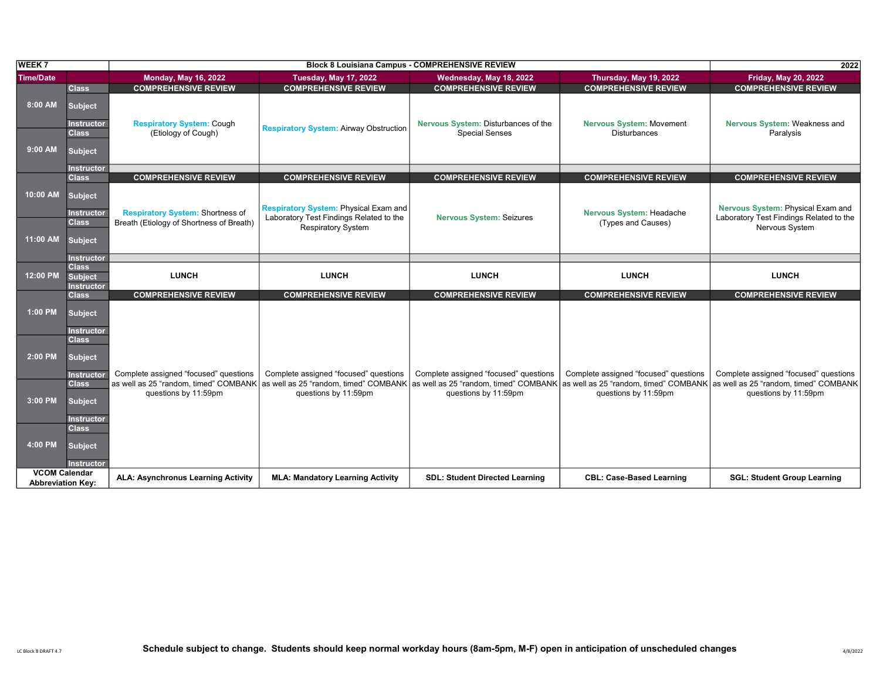| WEEK 7 | | Block 8 Louisiana Campus - COMPREHENSIVE REVIEW | | | | 2022 |
|---|---|---|---|---|---|---|
| **Time/Date** | | **Monday, May 16, 2022** | **Tuesday, May 17, 2022** | **Wednesday, May 18, 2022** | **Thursday, May 19, 2022** | **Friday, May 20, 2022** |
| 8:00 AM | Class | COMPREHENSIVE REVIEW | COMPREHENSIVE REVIEW | COMPREHENSIVE REVIEW | COMPREHENSIVE REVIEW | COMPREHENSIVE REVIEW |
| | Subject | Respiratory System: Cough (Etiology of Cough) | Respiratory System: Airway Obstruction | Nervous System: Disturbances of the Special Senses | Nervous System: Movement Disturbances | Nervous System: Weakness and Paralysis |
| | Instructor | | | | | |
| 9:00 AM | Class | | | | | |
| | Subject | | | | | |
| | Instructor | | | | | |
| 10:00 AM | Class | COMPREHENSIVE REVIEW | COMPREHENSIVE REVIEW | COMPREHENSIVE REVIEW | COMPREHENSIVE REVIEW | COMPREHENSIVE REVIEW |
| | Subject | Respiratory System: Shortness of Breath (Etiology of Shortness of Breath) | Respiratory System: Physical Exam and Laboratory Test Findings Related to the Respiratory System | Nervous System: Seizures | Nervous System: Headache (Types and Causes) | Nervous System: Physical Exam and Laboratory Test Findings Related to the Nervous System |
| | Instructor | | | | | |
| 11:00 AM | Class | | | | | |
| | Subject | | | | | |
| | Instructor | | | | | |
| 12:00 PM | Class | LUNCH | LUNCH | LUNCH | LUNCH | LUNCH |
| | Subject | | | | | |
| | Instructor | | | | | |
| 1:00 PM | Class | COMPREHENSIVE REVIEW | COMPREHENSIVE REVIEW | COMPREHENSIVE REVIEW | COMPREHENSIVE REVIEW | COMPREHENSIVE REVIEW |
| | Subject | Complete assigned "focused" questions as well as 25 "random, timed" COMBANK questions by 11:59pm | Complete assigned "focused" questions as well as 25 "random, timed" COMBANK questions by 11:59pm | Complete assigned "focused" questions as well as 25 "random, timed" COMBANK questions by 11:59pm | Complete assigned "focused" questions as well as 25 "random, timed" COMBANK questions by 11:59pm | Complete assigned "focused" questions as well as 25 "random, timed" COMBANK questions by 11:59pm |
| | Instructor | | | | | |
| 2:00 PM | Class | | | | | |
| | Subject | | | | | |
| | Instructor | | | | | |
| 3:00 PM | Class | | | | | |
| | Subject | | | | | |
| | Instructor | | | | | |
| 4:00 PM | Class | | | | | |
| | Subject | | | | | |
| | Instructor | | | | | |
| **VCOM Calendar Abbreviation Key:** | | **ALA: Asynchronus Learning Activity** | **MLA: Mandatory Learning Activity** | **SDL: Student Directed Learning** | **CBL: Case-Based Learning** | **SGL: Student Group Learning** |

LC Block 8 DRAFT 4.7

**Schedule subject to change. Students should keep normal workday hours (8am-5pm, M-F) open in anticipation of unscheduled changes**

4/8/2022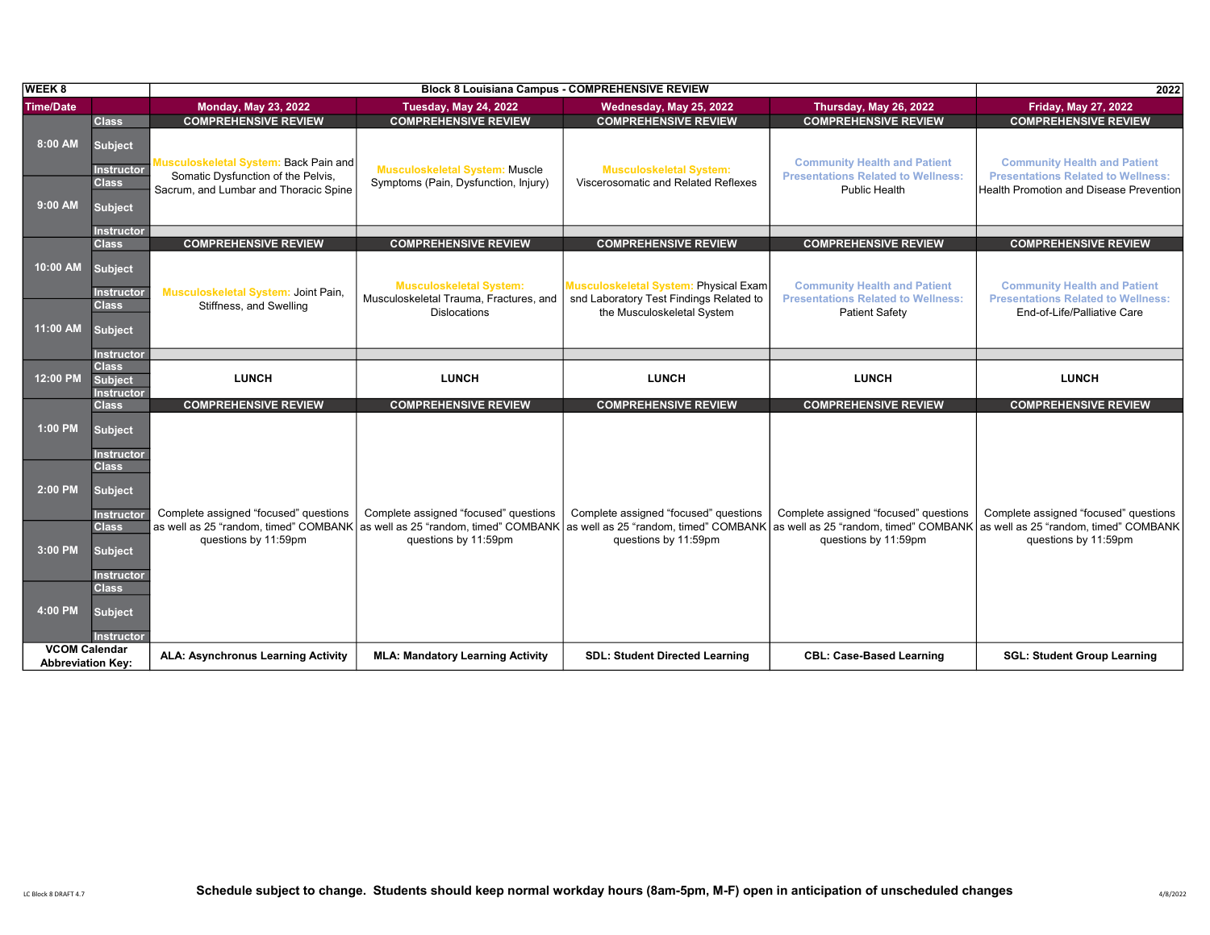| WEEK 8 | | Block 8 Louisiana Campus - COMPREHENSIVE REVIEW | | | | 2022 |
|---|---|---|---|---|---|---|
| Time/Date | | Monday, May 23, 2022 | Tuesday, May 24, 2022 | Wednesday, May 25, 2022 | Thursday, May 26, 2022 | Friday, May 27, 2022 |
| 8:00 AM | Class | COMPREHENSIVE REVIEW | COMPREHENSIVE REVIEW | COMPREHENSIVE REVIEW | COMPREHENSIVE REVIEW | COMPREHENSIVE REVIEW |
| | Subject | Musculoskeletal System: Back Pain and Somatic Dysfunction of the Pelvis, Sacrum, and Lumbar and Thoracic Spine | Musculoskeletal System: Muscle Symptoms (Pain, Dysfunction, Injury) | Musculoskeletal System: Viscerosomatic and Related Reflexes | Community Health and Patient Presentations Related to Wellness: Public Health | Community Health and Patient Presentations Related to Wellness: Health Promotion and Disease Prevention |
| | Instructor | | | | | |
| 9:00 AM | Class | | | | | |
| | Subject | | | | | |
| | Instructor | | | | | |
| 10:00 AM | Class | COMPREHENSIVE REVIEW | COMPREHENSIVE REVIEW | COMPREHENSIVE REVIEW | COMPREHENSIVE REVIEW | COMPREHENSIVE REVIEW |
| | Subject | Musculoskeletal System: Joint Pain, Stiffness, and Swelling | Musculoskeletal System: Musculoskeletal Trauma, Fractures, and Dislocations | Musculoskeletal System: Physical Exam snd Laboratory Test Findings Related to the Musculoskeletal System | Community Health and Patient Presentations Related to Wellness: Patient Safety | Community Health and Patient Presentations Related to Wellness: End-of-Life/Palliative Care |
| | Instructor | | | | | |
| 11:00 AM | Class | | | | | |
| | Subject | | | | | |
| | Instructor | | | | | |
| 12:00 PM | Class | | | | | |
| | Subject | LUNCH | LUNCH | LUNCH | LUNCH | LUNCH |
| | Instructor | | | | | |
| 1:00 PM | Class | COMPREHENSIVE REVIEW | COMPREHENSIVE REVIEW | COMPREHENSIVE REVIEW | COMPREHENSIVE REVIEW | COMPREHENSIVE REVIEW |
| | Subject | Complete assigned “focused” questions as well as 25 “random, timed” COMBANK questions by 11:59pm | Complete assigned “focused” questions as well as 25 “random, timed” COMBANK questions by 11:59pm | Complete assigned “focused” questions as well as 25 “random, timed” COMBANK questions by 11:59pm | Complete assigned “focused” questions as well as 25 “random, timed” COMBANK questions by 11:59pm | Complete assigned “focused” questions as well as 25 “random, timed” COMBANK questions by 11:59pm |
| | Instructor | | | | | |
| 2:00 PM | Class | | | | | |
| | Subject | | | | | |
| | Instructor | | | | | |
| 3:00 PM | Class | | | | | |
| | Subject | | | | | |
| | Instructor | | | | | |
| 4:00 PM | Class | | | | | |
| | Subject | | | | | |
| | Instructor | | | | | |
| VCOM Calendar Abbreviation Key: | | ALA: Asynchronus Learning Activity | MLA: Mandatory Learning Activity | SDL: Student Directed Learning | CBL: Case-Based Learning | SGL: Student Group Learning |

LC Block 8 DRAFT 4.7

**Schedule subject to change. Students should keep normal workday hours (8am-5pm, M-F) open in anticipation of unscheduled changes**

4/8/2022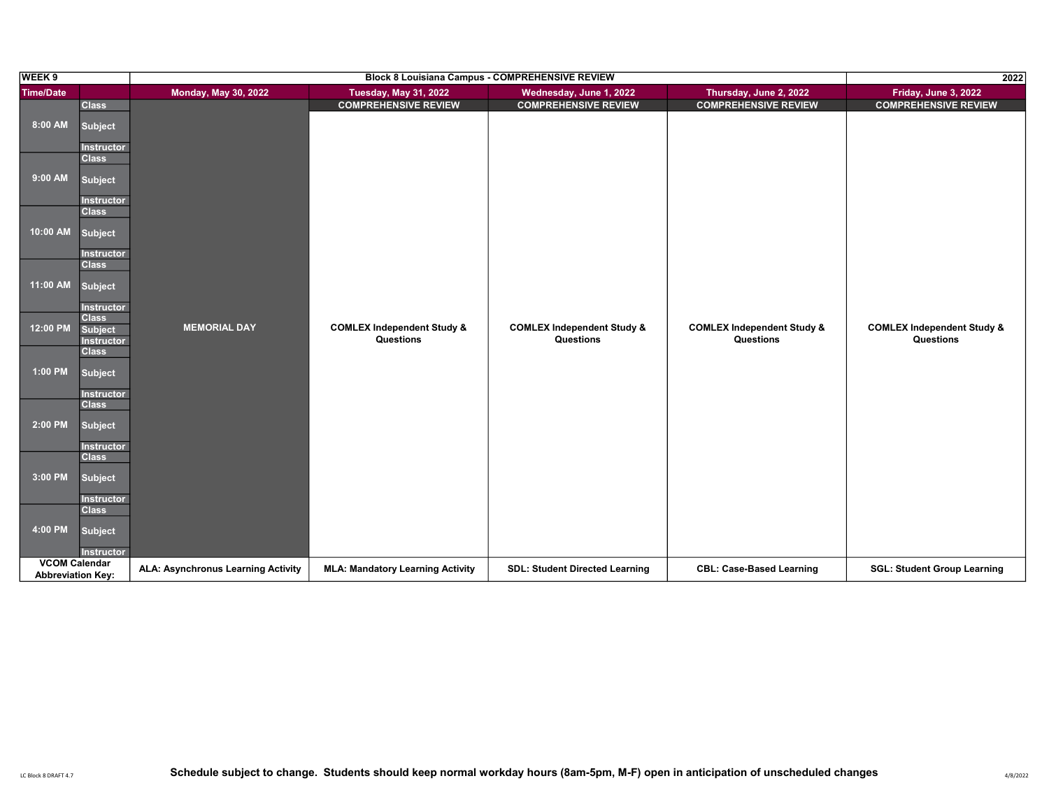| WEEK 9 | | Block 8 Louisiana Campus - COMPREHENSIVE REVIEW | | | | 2022 |
|---|---|---|---|---|---|---|
| Time/Date | | Monday, May 30, 2022 | Tuesday, May 31, 2022 | Wednesday, June 1, 2022 | Thursday, June 2, 2022 | Friday, June 3, 2022 |
| | | | COMPREHENSIVE REVIEW | COMPREHENSIVE REVIEW | COMPREHENSIVE REVIEW | COMPREHENSIVE REVIEW |
| 8:00 AM | Class / Subject / Instructor | MEMORIAL DAY | COMLEX Independent Study & Questions | COMLEX Independent Study & Questions | COMLEX Independent Study & Questions | COMLEX Independent Study & Questions |
| 9:00 AM | Class / Subject / Instructor | | | | | |
| 10:00 AM | Class / Subject / Instructor | | | | | |
| 11:00 AM | Class / Subject / Instructor | | | | | |
| 12:00 PM | Class / Subject / Instructor | | | | | |
| 1:00 PM | Class / Subject / Instructor | | | | | |
| 2:00 PM | Class / Subject / Instructor | | | | | |
| 3:00 PM | Class / Subject / Instructor | | | | | |
| 4:00 PM | Class / Subject / Instructor | | | | | |
| VCOM Calendar Abbreviation Key: | | ALA: Asynchronus Learning Activity | MLA: Mandatory Learning Activity | SDL: Student Directed Learning | CBL: Case-Based Learning | SGL: Student Group Learning |

**Schedule subject to change. Students should keep normal workday hours (8am-5pm, M-F) open in anticipation of unscheduled changes**

LC Block 8 DRAFT 4.7

4/8/2022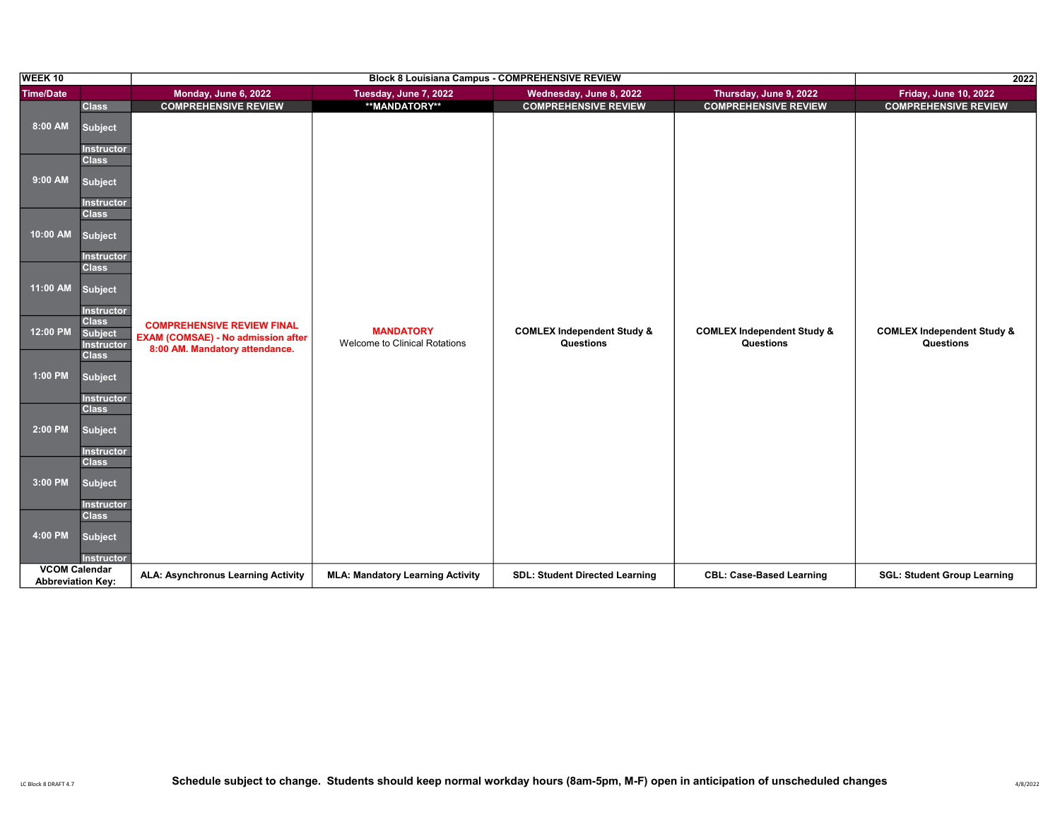| WEEK 10 | | Block 8 Louisiana Campus - COMPREHENSIVE REVIEW | | | | 2022 |
|---|---|---|---|---|---|---|
| Time/Date | | Monday, June 6, 2022 | Tuesday, June 7, 2022 | Wednesday, June 8, 2022 | Thursday, June 9, 2022 | Friday, June 10, 2022 |
| | Class | COMPREHENSIVE REVIEW | **MANDATORY** | COMPREHENSIVE REVIEW | COMPREHENSIVE REVIEW | COMPREHENSIVE REVIEW |
| 8:00 AM - 4:00 PM | Subject | COMPREHENSIVE REVIEW FINAL EXAM (COMSAE) - No admission after 8:00 AM. Mandatory attendance. | MANDATORY Welcome to Clinical Rotations | COMLEX Independent Study & Questions | COMLEX Independent Study & Questions | COMLEX Independent Study & Questions |
| VCOM Calendar Abbreviation Key: | | ALA: Asynchronus Learning Activity | MLA: Mandatory Learning Activity | SDL: Student Directed Learning | CBL: Case-Based Learning | SGL: Student Group Learning |

LC Block 8 DRAFT 4.7

**Schedule subject to change. Students should keep normal workday hours (8am-5pm, M-F) open in anticipation of unscheduled changes**

4/8/2022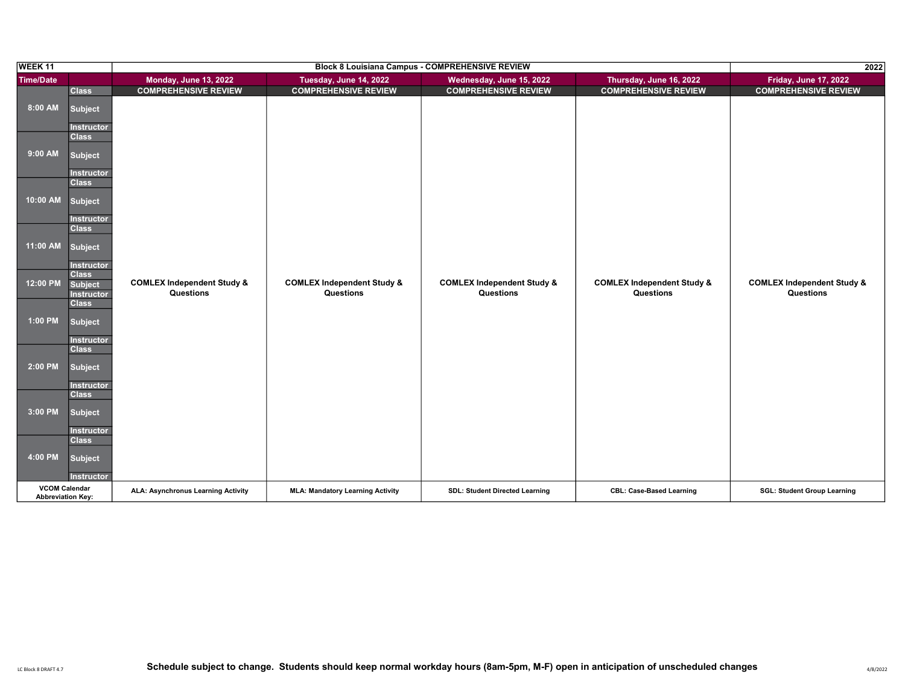| WEEK 11 | | Block 8 Louisiana Campus - COMPREHENSIVE REVIEW | | | | 2022 |
|---|---|---|---|---|---|---|
| Time/Date | | Monday, June 13, 2022 | Tuesday, June 14, 2022 | Wednesday, June 15, 2022 | Thursday, June 16, 2022 | Friday, June 17, 2022 |
| | Class | COMPREHENSIVE REVIEW | COMPREHENSIVE REVIEW | COMPREHENSIVE REVIEW | COMPREHENSIVE REVIEW | COMPREHENSIVE REVIEW |
| 8:00 AM | Subject | | | | | |
| | Instructor | | | | | |
| 9:00 AM | Class | | | | | |
| | Subject | | | | | |
| | Instructor | | | | | |
| 10:00 AM | Class | | | | | |
| | Subject | | | | | |
| | Instructor | | | | | |
| 11:00 AM | Class | | | | | |
| | Subject | | | | | |
| | Instructor | | | | | |
| 12:00 PM | Class | | | | | |
| | Subject | COMLEX Independent Study & Questions | COMLEX Independent Study & Questions | COMLEX Independent Study & Questions | COMLEX Independent Study & Questions | COMLEX Independent Study & Questions |
| | Instructor | | | | | |
| 1:00 PM | Class | | | | | |
| | Subject | | | | | |
| | Instructor | | | | | |
| 2:00 PM | Class | | | | | |
| | Subject | | | | | |
| | Instructor | | | | | |
| 3:00 PM | Class | | | | | |
| | Subject | | | | | |
| | Instructor | | | | | |
| 4:00 PM | Class | | | | | |
| | Subject | | | | | |
| | Instructor | | | | | |
| VCOM Calendar Abbreviation Key: | | ALA: Asynchronus Learning Activity | MLA: Mandatory Learning Activity | SDL: Student Directed Learning | CBL: Case-Based Learning | SGL: Student Group Learning |

LC Block 8 DRAFT 4.7

**Schedule subject to change. Students should keep normal workday hours (8am-5pm, M-F) open in anticipation of unscheduled changes**

4/8/2022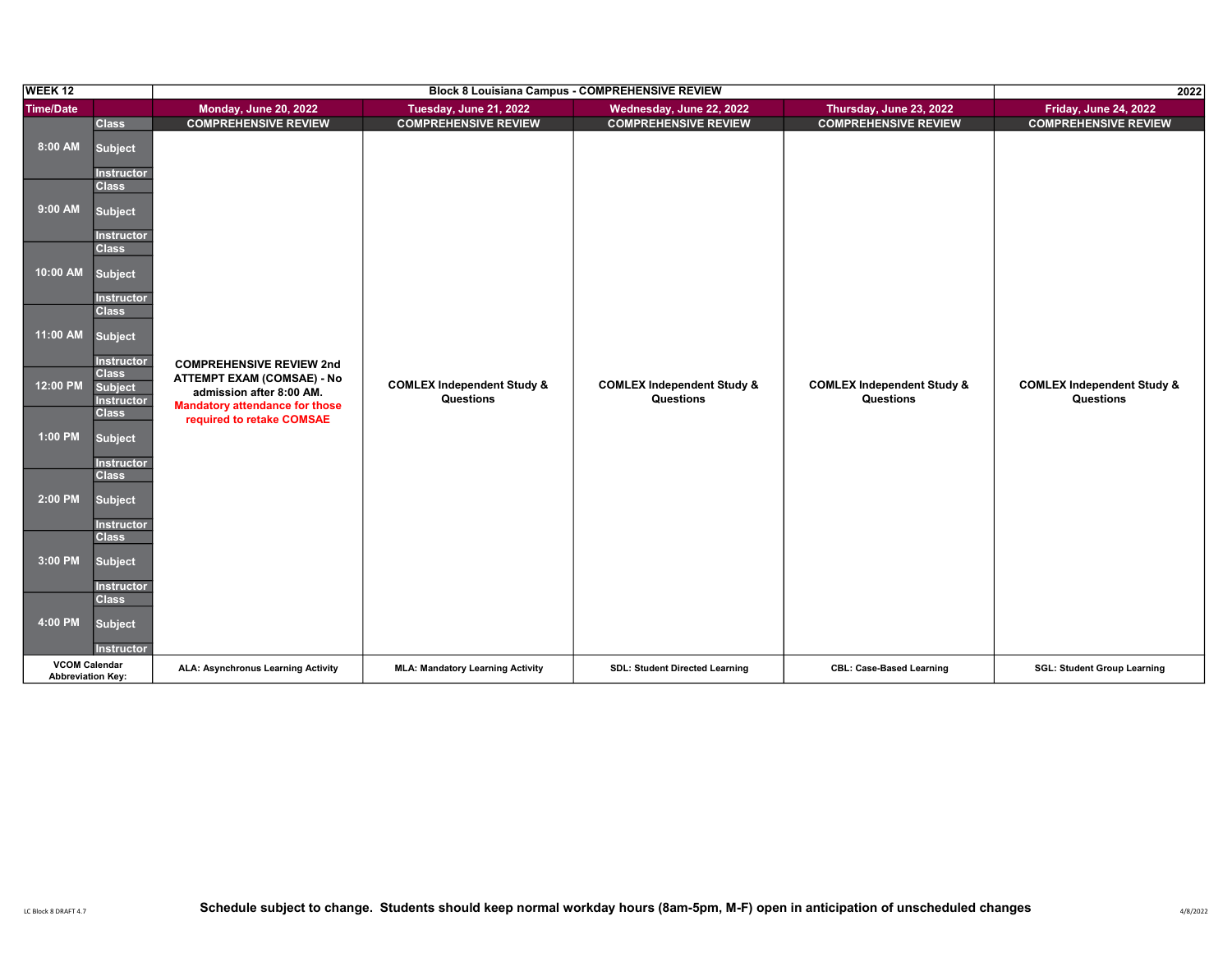| WEEK 12 | | Block 8 Louisiana Campus - COMPREHENSIVE REVIEW | | | | 2022 |
|---|---|---|---|---|---|---|
| Time/Date | | Monday, June 20, 2022 | Tuesday, June 21, 2022 | Wednesday, June 22, 2022 | Thursday, June 23, 2022 | Friday, June 24, 2022 |
| | Class | COMPREHENSIVE REVIEW | COMPREHENSIVE REVIEW | COMPREHENSIVE REVIEW | COMPREHENSIVE REVIEW | COMPREHENSIVE REVIEW |
| 8:00 AM | Subject | **COMPREHENSIVE REVIEW 2nd ATTEMPT EXAM (COMSAE) - No admission after 8:00 AM.** Mandatory attendance for those required to retake COMSAE | **COMLEX Independent Study & Questions** | **COMLEX Independent Study & Questions** | **COMLEX Independent Study & Questions** | **COMLEX Independent Study & Questions** |
| | Instructor | | | | | |
| 9:00 AM | Class | | | | | |
| | Subject | | | | | |
| | Instructor | | | | | |
| 10:00 AM | Class | | | | | |
| | Subject | | | | | |
| | Instructor | | | | | |
| 11:00 AM | Class | | | | | |
| | Subject | | | | | |
| | Instructor | | | | | |
| 12:00 PM | Class | | | | | |
| | Subject | | | | | |
| | Instructor | | | | | |
| 1:00 PM | Class | | | | | |
| | Subject | | | | | |
| | Instructor | | | | | |
| 2:00 PM | Class | | | | | |
| | Subject | | | | | |
| | Instructor | | | | | |
| 3:00 PM | Class | | | | | |
| | Subject | | | | | |
| | Instructor | | | | | |
| 4:00 PM | Class | | | | | |
| | Subject | | | | | |
| | Instructor | | | | | |
| VCOM Calendar Abbreviation Key: | | ALA: Asynchronus Learning Activity | MLA: Mandatory Learning Activity | SDL: Student Directed Learning | CBL: Case-Based Learning | SGL: Student Group Learning |

LC Block 8 DRAFT 4.7

**Schedule subject to change. Students should keep normal workday hours (8am-5pm, M-F) open in anticipation of unscheduled changes**

4/8/2022